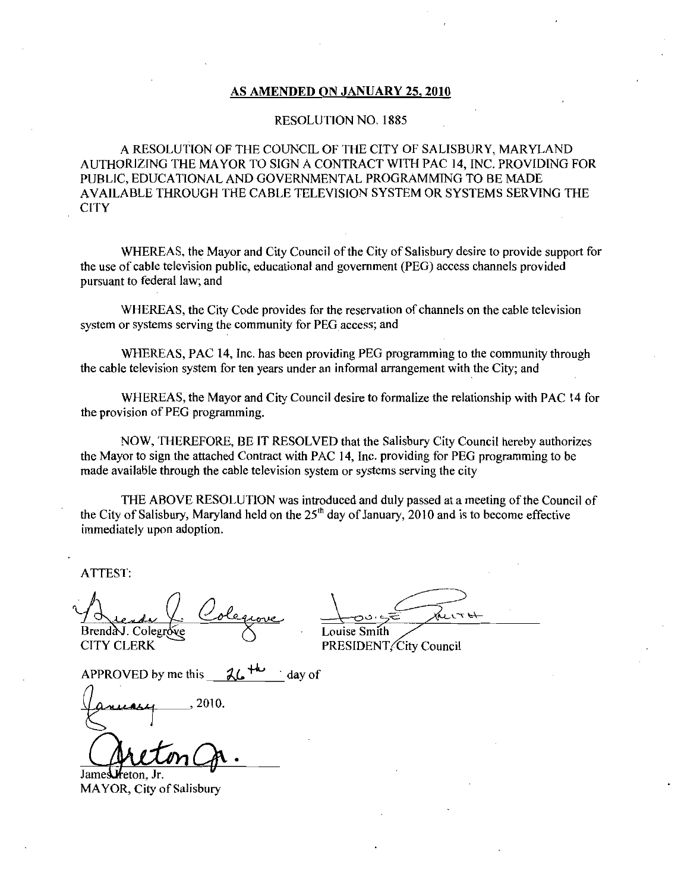**AS AMENDED ON JANUARY 25, 2010**

RESOLUTION NO. 1885

A RESOLUTION OF THE COUNCIL OF THE CITY OF SALISBURY, MARYLAND AUTHORIZING THE MAYOR TO SIGN A CONTRACT WITH PAC 14, INC. PROVIDING FOR PUBLIC, EDUCATIONAL AND GOVERNMENTAL PROGRAMMING TO BE MADE AVAILABLE THROUGH THE CABLE TELEVISION SYSTEM OR SYSTEMS SERVING THE CITY

WHEREAS, the Mayor and City Council of the City of Salisbury desire to provide support for the use of cable television public, educational and government (PEG) access channels provided pursuant to federal law; and

WHEREAS, the City Code provides for the reservation of channels on the cable television system or systems serving the community for PEG access; and

WHEREAS, PAC 14, Inc. has been providing PEG programming to the community through the cable television system for ten years under an informal arrangement with the City; and

WHEREAS, the Mayor and City Council desire to formalize the relationship with PAC 14 for the provision of PEG programming.

NOW, THEREFORE, BE IT RESOLVED that the Salisbury City Council hereby authorizes the Mayor to sign the attached Contract with PAC 14, Inc. providing for PEG programming to be made available through the cable television system or systems serving the city

THE ABOVE RESOLUTION was introduced and duly passed at a meeting of the Council of the City of Salisbury, Maryland held on the 25th day of January, 2010 and is to become effective immediately upon adoption.

ATTEST:

Brenda J. Colegrove
CITY CLERK

Louise Smith
PRESIDENT, City Council

APPROVED by me this 26th day of January, 2010.

James Ireton, Jr.
MAYOR, City of Salisbury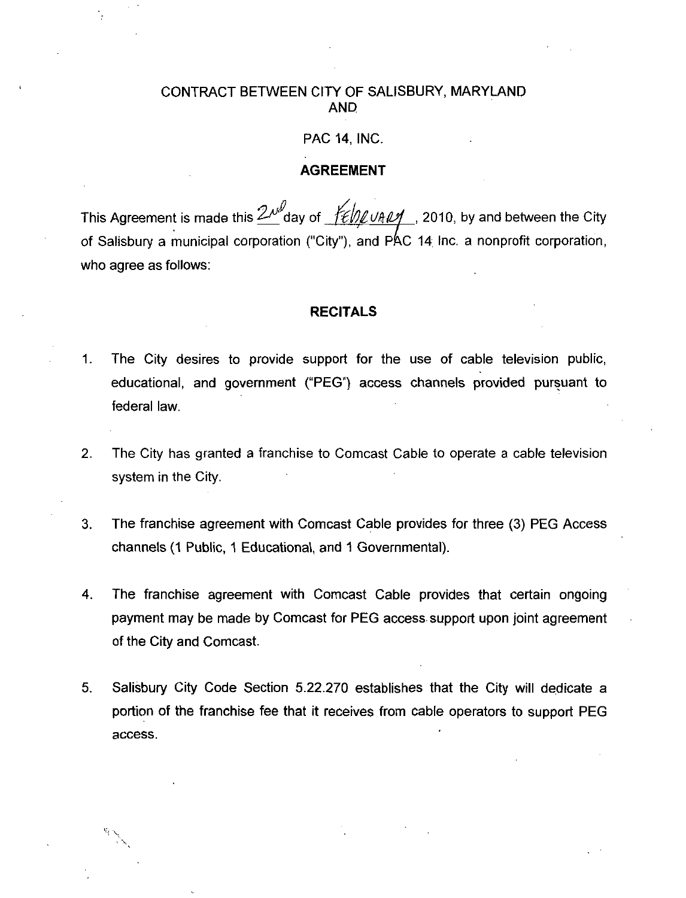CONTRACT BETWEEN CITY OF SALISBURY, MARYLAND AND

PAC 14, INC.

**AGREEMENT**

This Agreement is made this 2nd day of February, 2010, by and between the City of Salisbury a municipal corporation ("City"), and PAC 14 Inc. a nonprofit corporation, who agree as follows:

**RECITALS**

1. The City desires to provide support for the use of cable television public, educational, and government ("PEG") access channels provided pursuant to federal law.

2. The City has granted a franchise to Comcast Cable to operate a cable television system in the City.

3. The franchise agreement with Comcast Cable provides for three (3) PEG Access channels (1 Public, 1 Educational, and 1 Governmental).

4. The franchise agreement with Comcast Cable provides that certain ongoing payment may be made by Comcast for PEG access support upon joint agreement of the City and Comcast.

5. Salisbury City Code Section 5.22.270 establishes that the City will dedicate a portion of the franchise fee that it receives from cable operators to support PEG access.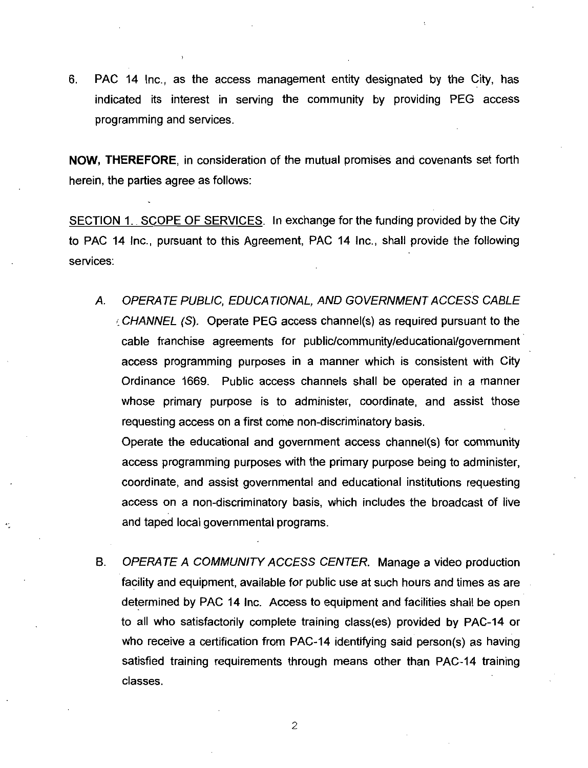6. PAC 14 Inc., as the access management entity designated by the City, has indicated its interest in serving the community by providing PEG access programming and services.

**NOW, THEREFORE**, in consideration of the mutual promises and covenants set forth herein, the parties agree as follows:

SECTION 1. SCOPE OF SERVICES. In exchange for the funding provided by the City to PAC 14 Inc., pursuant to this Agreement, PAC 14 Inc., shall provide the following services:

A. *OPERATE PUBLIC, EDUCATIONAL, AND GOVERNMENT ACCESS CABLE CHANNEL (S).* Operate PEG access channel(s) as required pursuant to the cable franchise agreements for public/community/educational/government access programming purposes in a manner which is consistent with City Ordinance 1669. Public access channels shall be operated in a manner whose primary purpose is to administer, coordinate, and assist those requesting access on a first come non-discriminatory basis.

   Operate the educational and government access channel(s) for community access programming purposes with the primary purpose being to administer, coordinate, and assist governmental and educational institutions requesting access on a non-discriminatory basis, which includes the broadcast of live and taped local governmental programs.

B. *OPERATE A COMMUNITY ACCESS CENTER.* Manage a video production facility and equipment, available for public use at such hours and times as are determined by PAC 14 Inc. Access to equipment and facilities shall be open to all who satisfactorily complete training class(es) provided by PAC-14 or who receive a certification from PAC-14 identifying said person(s) as having satisfied training requirements through means other than PAC-14 training classes.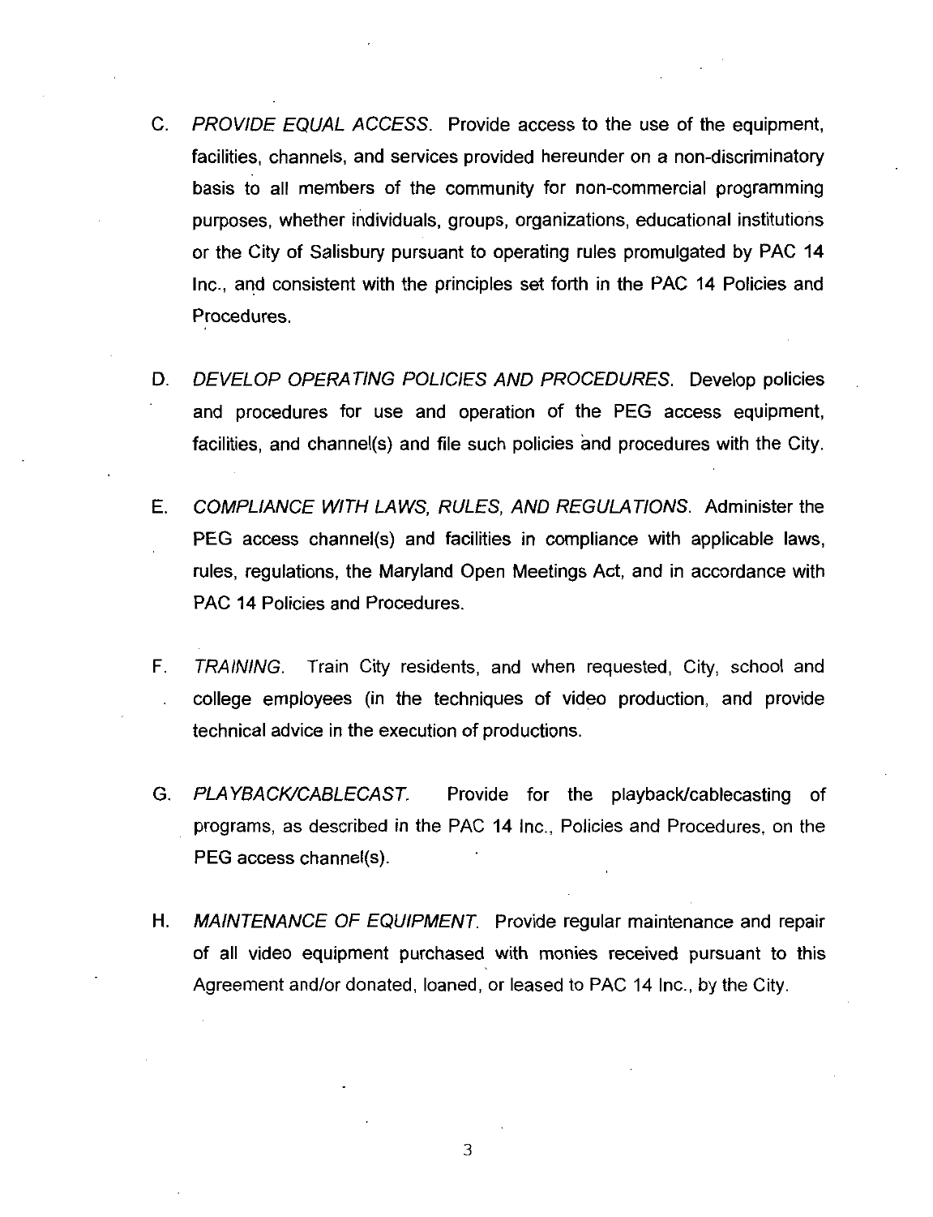C. *PROVIDE EQUAL ACCESS.* Provide access to the use of the equipment, facilities, channels, and services provided hereunder on a non-discriminatory basis to all members of the community for non-commercial programming purposes, whether individuals, groups, organizations, educational institutions or the City of Salisbury pursuant to operating rules promulgated by PAC 14 Inc., and consistent with the principles set forth in the PAC 14 Policies and Procedures.

D. *DEVELOP OPERATING POLICIES AND PROCEDURES.* Develop policies and procedures for use and operation of the PEG access equipment, facilities, and channel(s) and file such policies and procedures with the City.

E. *COMPLIANCE WITH LAWS, RULES, AND REGULATIONS.* Administer the PEG access channel(s) and facilities in compliance with applicable laws, rules, regulations, the Maryland Open Meetings Act, and in accordance with PAC 14 Policies and Procedures.

F. *TRAINING.* Train City residents, and when requested, City, school and college employees (in the techniques of video production, and provide technical advice in the execution of productions.

G. *PLAYBACK/CABLECAST.* Provide for the playback/cablecasting of programs, as described in the PAC 14 Inc., Policies and Procedures, on the PEG access channel(s).

H. *MAINTENANCE OF EQUIPMENT.* Provide regular maintenance and repair of all video equipment purchased with monies received pursuant to this Agreement and/or donated, loaned, or leased to PAC 14 Inc., by the City.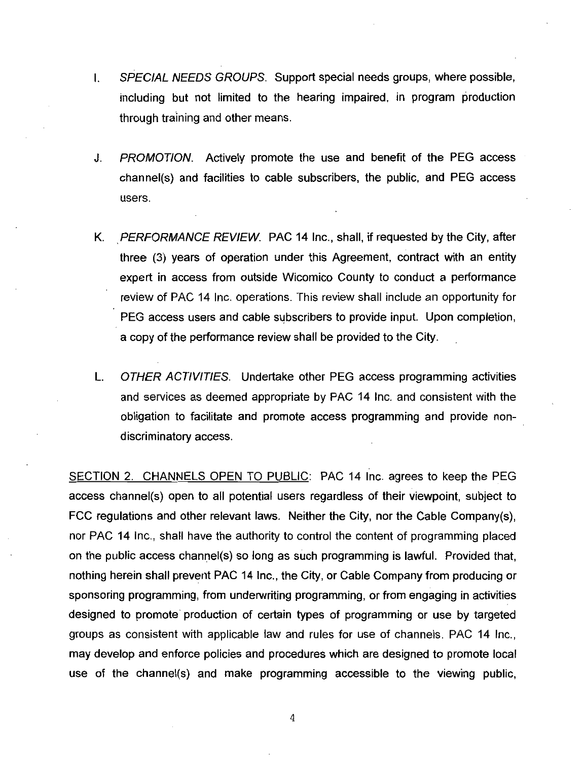I. *SPECIAL NEEDS GROUPS*. Support special needs groups, where possible, including but not limited to the hearing impaired, in program production through training and other means.

J. *PROMOTION*. Actively promote the use and benefit of the PEG access channel(s) and facilities to cable subscribers, the public, and PEG access users.

K. *PERFORMANCE REVIEW*. PAC 14 Inc., shall, if requested by the City, after three (3) years of operation under this Agreement, contract with an entity expert in access from outside Wicomico County to conduct a performance review of PAC 14 Inc. operations. This review shall include an opportunity for PEG access users and cable subscribers to provide input. Upon completion, a copy of the performance review shall be provided to the City.

L. *OTHER ACTIVITIES*. Undertake other PEG access programming activities and services as deemed appropriate by PAC 14 Inc. and consistent with the obligation to facilitate and promote access programming and provide non-discriminatory access.

SECTION 2. CHANNELS OPEN TO PUBLIC: PAC 14 Inc. agrees to keep the PEG access channel(s) open to all potential users regardless of their viewpoint, subject to FCC regulations and other relevant laws. Neither the City, nor the Cable Company(s), nor PAC 14 Inc., shall have the authority to control the content of programming placed on the public access channel(s) so long as such programming is lawful. Provided that, nothing herein shall prevent PAC 14 Inc., the City, or Cable Company from producing or sponsoring programming, from underwriting programming, or from engaging in activities designed to promote production of certain types of programming or use by targeted groups as consistent with applicable law and rules for use of channels. PAC 14 Inc., may develop and enforce policies and procedures which are designed to promote local use of the channel(s) and make programming accessible to the viewing public,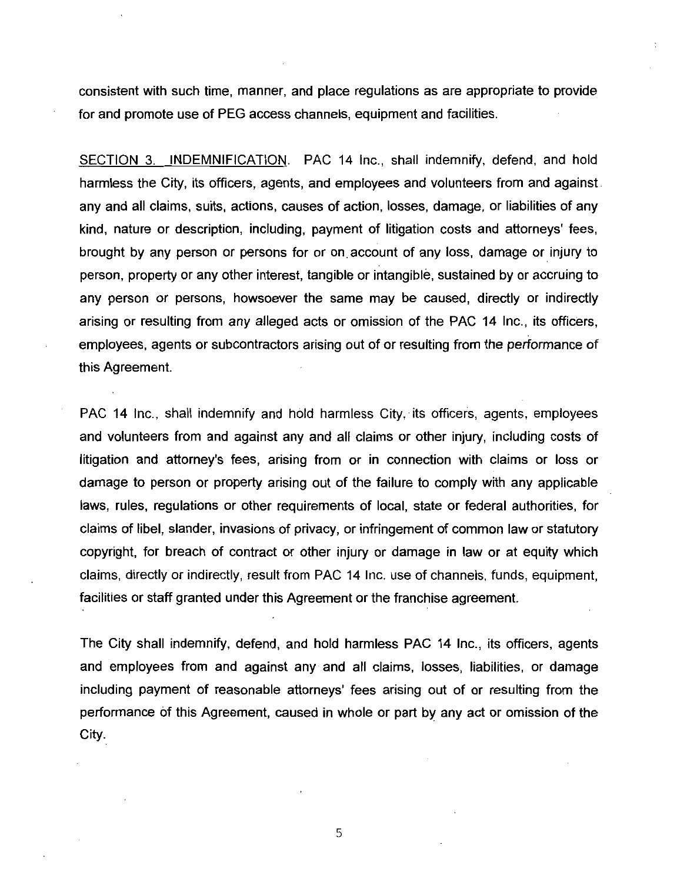consistent with such time, manner, and place regulations as are appropriate to provide for and promote use of PEG access channels, equipment and facilities.

SECTION 3. INDEMNIFICATION. PAC 14 Inc., shall indemnify, defend, and hold harmless the City, its officers, agents, and employees and volunteers from and against any and all claims, suits, actions, causes of action, losses, damage, or liabilities of any kind, nature or description, including, payment of litigation costs and attorneys' fees, brought by any person or persons for or on account of any loss, damage or injury to person, property or any other interest, tangible or intangible, sustained by or accruing to any person or persons, howsoever the same may be caused, directly or indirectly arising or resulting from any alleged acts or omission of the PAC 14 Inc., its officers, employees, agents or subcontractors arising out of or resulting from the performance of this Agreement.

PAC 14 Inc., shall indemnify and hold harmless City, its officers, agents, employees and volunteers from and against any and all claims or other injury, including costs of litigation and attorney's fees, arising from or in connection with claims or loss or damage to person or property arising out of the failure to comply with any applicable laws, rules, regulations or other requirements of local, state or federal authorities, for claims of libel, slander, invasions of privacy, or infringement of common law or statutory copyright, for breach of contract or other injury or damage in law or at equity which claims, directly or indirectly, result from PAC 14 Inc. use of channels, funds, equipment, facilities or staff granted under this Agreement or the franchise agreement.

The City shall indemnify, defend, and hold harmless PAC 14 Inc., its officers, agents and employees from and against any and all claims, losses, liabilities, or damage including payment of reasonable attorneys' fees arising out of or resulting from the performance of this Agreement, caused in whole or part by any act or omission of the City.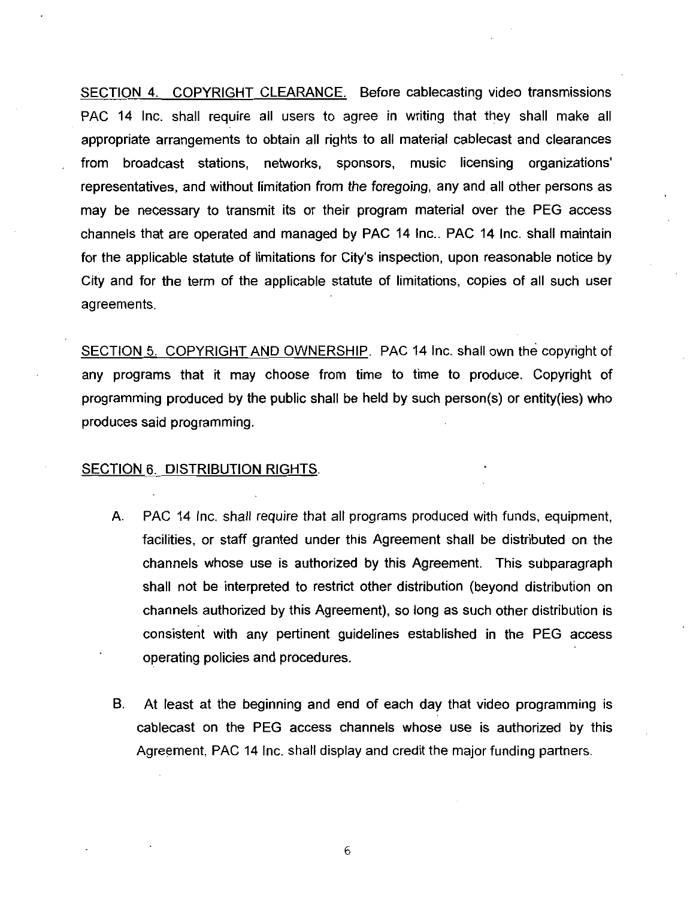SECTION 4. COPYRIGHT CLEARANCE. Before cablecasting video transmissions PAC 14 Inc. shall require all users to agree in writing that they shall make all appropriate arrangements to obtain all rights to all material cablecast and clearances from broadcast stations, networks, sponsors, music licensing organizations' representatives, and without limitation from the foregoing, any and all other persons as may be necessary to transmit its or their program material over the PEG access channels that are operated and managed by PAC 14 Inc.. PAC 14 Inc. shall maintain for the applicable statute of limitations for City's inspection, upon reasonable notice by City and for the term of the applicable statute of limitations, copies of all such user agreements.

SECTION 5. COPYRIGHT AND OWNERSHIP. PAC 14 Inc. shall own the copyright of any programs that it may choose from time to time to produce. Copyright of programming produced by the public shall be held by such person(s) or entity(ies) who produces said programming.

SECTION 6. DISTRIBUTION RIGHTS.

A. PAC 14 Inc. shall require that all programs produced with funds, equipment, facilities, or staff granted under this Agreement shall be distributed on the channels whose use is authorized by this Agreement. This subparagraph shall not be interpreted to restrict other distribution (beyond distribution on channels authorized by this Agreement), so long as such other distribution is consistent with any pertinent guidelines established in the PEG access operating policies and procedures.

B. At least at the beginning and end of each day that video programming is cablecast on the PEG access channels whose use is authorized by this Agreement, PAC 14 Inc. shall display and credit the major funding partners.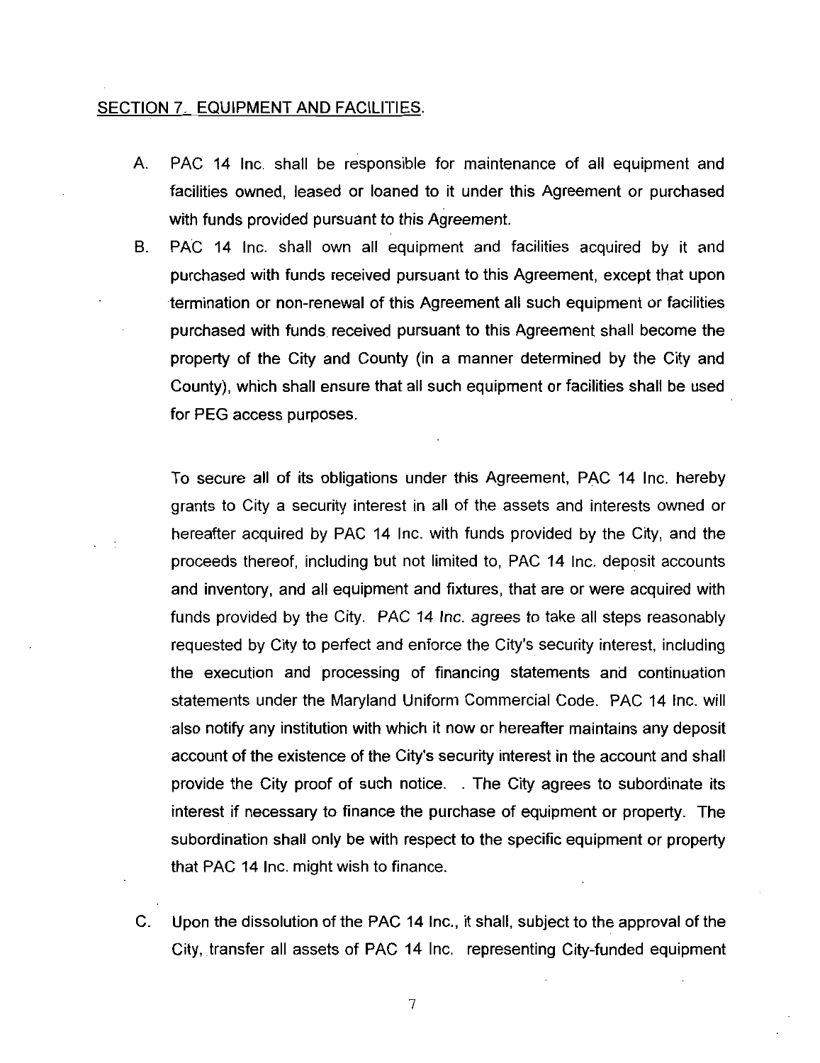## SECTION 7. EQUIPMENT AND FACILITIES.

A. PAC 14 Inc. shall be responsible for maintenance of all equipment and facilities owned, leased or loaned to it under this Agreement or purchased with funds provided pursuant to this Agreement.

B. PAC 14 Inc. shall own all equipment and facilities acquired by it and purchased with funds received pursuant to this Agreement, except that upon termination or non-renewal of this Agreement all such equipment or facilities purchased with funds received pursuant to this Agreement shall become the property of the City and County (in a manner determined by the City and County), which shall ensure that all such equipment or facilities shall be used for PEG access purposes.

   To secure all of its obligations under this Agreement, PAC 14 Inc. hereby grants to City a security interest in all of the assets and interests owned or hereafter acquired by PAC 14 Inc. with funds provided by the City, and the proceeds thereof, including but not limited to, PAC 14 Inc. deposit accounts and inventory, and all equipment and fixtures, that are or were acquired with funds provided by the City. PAC 14 Inc. agrees to take all steps reasonably requested by City to perfect and enforce the City's security interest, including the execution and processing of financing statements and continuation statements under the Maryland Uniform Commercial Code. PAC 14 Inc. will also notify any institution with which it now or hereafter maintains any deposit account of the existence of the City's security interest in the account and shall provide the City proof of such notice. . The City agrees to subordinate its interest if necessary to finance the purchase of equipment or property. The subordination shall only be with respect to the specific equipment or property that PAC 14 Inc. might wish to finance.

C. Upon the dissolution of the PAC 14 Inc., it shall, subject to the approval of the City, transfer all assets of PAC 14 Inc. representing City-funded equipment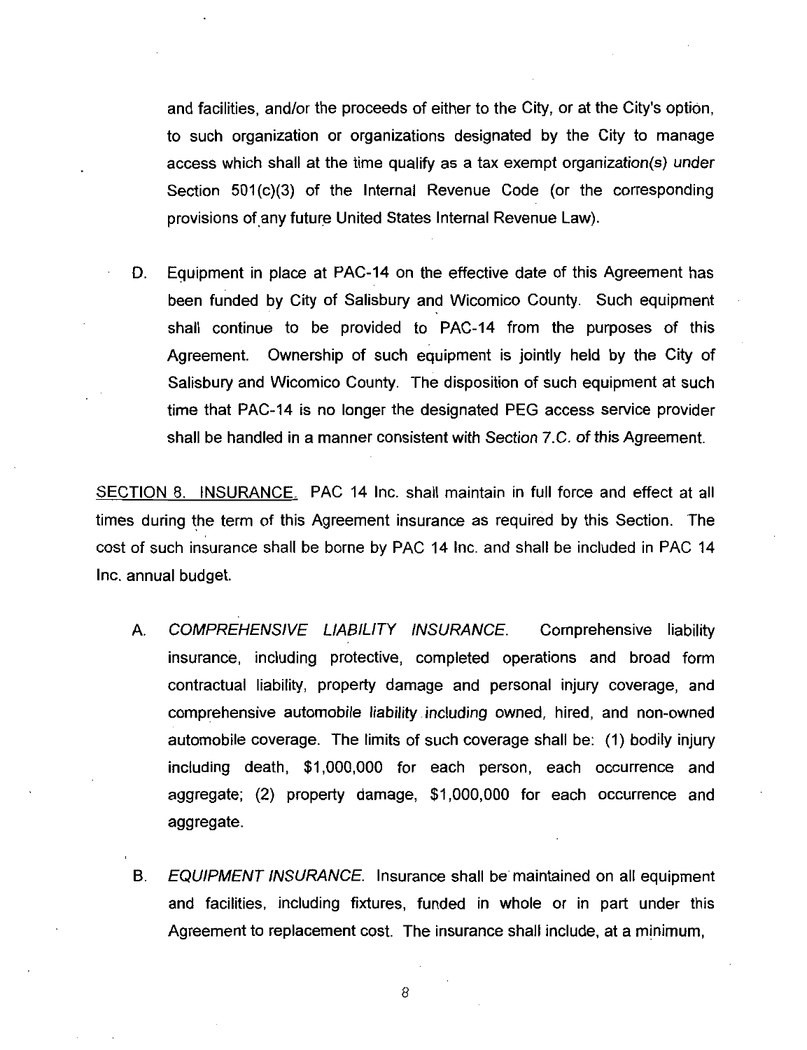and facilities, and/or the proceeds of either to the City, or at the City's option, to such organization or organizations designated by the City to manage access which shall at the time qualify as a tax exempt *organization(s) under* Section 501(c)(3) of the Internal Revenue Code (or the corresponding provisions of any future United States Internal Revenue Law).

D. Equipment in place at PAC-14 on the effective date of this Agreement has been funded by City of Salisbury and Wicomico County. Such equipment shall continue to be provided to PAC-14 from the purposes of this Agreement. Ownership of such equipment is jointly held by the City of Salisbury and Wicomico County. The disposition of such equipment at such time that PAC-14 is no longer the designated PEG access service provider shall be handled in a manner consistent with *Section 7.C.* of this Agreement.

SECTION 8. INSURANCE. PAC 14 Inc. shall maintain in full force and effect at all times during the term of this Agreement insurance as required by this Section. The cost of such insurance shall be borne by PAC 14 Inc. and shall be included in PAC 14 Inc. annual budget.

A. *COMPREHENSIVE LIABILITY INSURANCE.* Comprehensive liability insurance, including protective, completed operations and broad form contractual liability, property damage and personal injury coverage, and comprehensive automobile *liability including* owned, hired, and non-owned automobile coverage. The limits of such coverage shall be: (1) bodily injury including death, $1,000,000 for each person, each occurrence and aggregate; (2) property damage, $1,000,000 for each occurrence and aggregate.

B. *EQUIPMENT INSURANCE.* Insurance shall be maintained on all equipment and facilities, including fixtures, funded in whole or in part under this Agreement to replacement cost. The insurance shall include, at a minimum,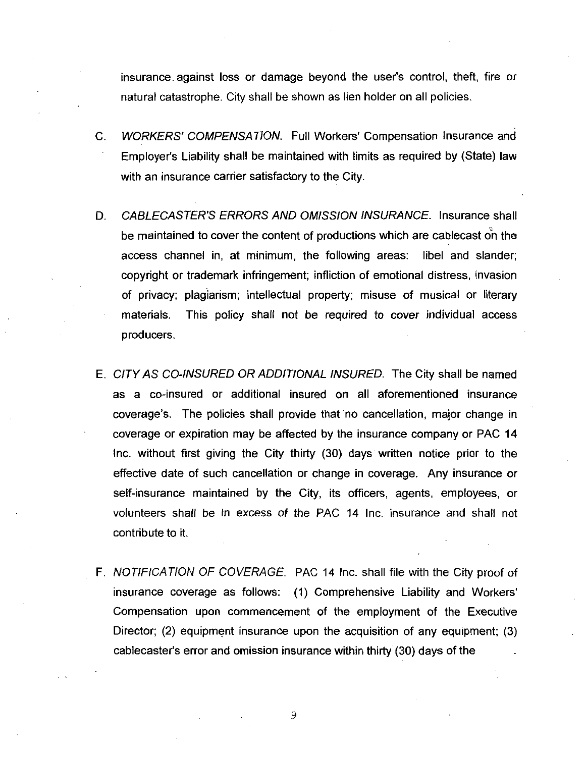insurance against loss or damage beyond the user's control, theft, fire or natural catastrophe. City shall be shown as lien holder on all policies.

C. *WORKERS' COMPENSATION.* Full Workers' Compensation Insurance and Employer's Liability shall be maintained with limits as required by (State) law with an insurance carrier satisfactory to the City.

D. *CABLECASTER'S ERRORS AND OMISSION INSURANCE.* Insurance shall be maintained to cover the content of productions which are cablecast on the access channel in, at minimum, the following areas: libel and slander; copyright or trademark infringement; infliction of emotional distress, invasion of privacy; plagiarism; intellectual property; misuse of musical or literary materials. This policy shall not be required to cover individual access producers.

E. *CITY AS CO-INSURED OR ADDITIONAL INSURED.* The City shall be named as a co-insured or additional insured on all aforementioned insurance coverage's. The policies shall provide that no cancellation, major change in coverage or expiration may be affected by the insurance company or PAC 14 Inc. without first giving the City thirty (30) days written notice prior to the effective date of such cancellation or change in coverage. Any insurance or self-insurance maintained by the City, its officers, agents, employees, or volunteers shall be in excess of the PAC 14 Inc. insurance and shall not contribute to it.

F. *NOTIFICATION OF COVERAGE.* PAC 14 Inc. shall file with the City proof of insurance coverage as follows: (1) Comprehensive Liability and Workers' Compensation upon commencement of the employment of the Executive Director; (2) equipment insurance upon the acquisition of any equipment; (3) cablecaster's error and omission insurance within thirty (30) days of the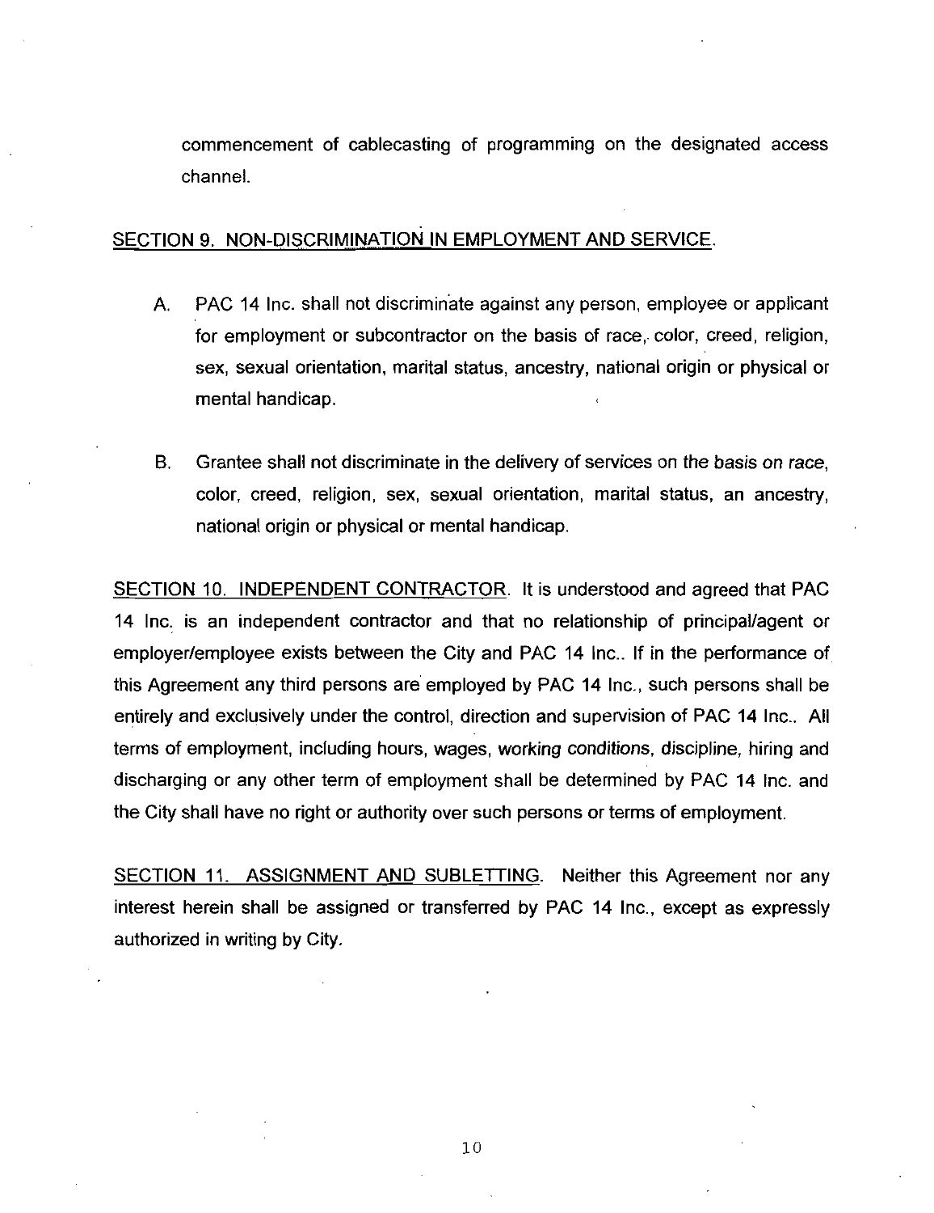commencement of cablecasting of programming on the designated access channel.

SECTION 9. NON-DISCRIMINATION IN EMPLOYMENT AND SERVICE.

A. PAC 14 Inc. shall not discriminate against any person, employee or applicant for employment or subcontractor on the basis of race, color, creed, religion, sex, sexual orientation, marital status, ancestry, national origin or physical or mental handicap.

B. Grantee shall not discriminate in the delivery of services on the basis on race, color, creed, religion, sex, sexual orientation, marital status, an ancestry, national origin or physical or mental handicap.

SECTION 10. INDEPENDENT CONTRACTOR. It is understood and agreed that PAC 14 Inc. is an independent contractor and that no relationship of principal/agent or employer/employee exists between the City and PAC 14 Inc.. If in the performance of this Agreement any third persons are employed by PAC 14 Inc., such persons shall be entirely and exclusively under the control, direction and supervision of PAC 14 Inc.. All terms of employment, including hours, wages, working conditions, discipline, hiring and discharging or any other term of employment shall be determined by PAC 14 Inc. and the City shall have no right or authority over such persons or terms of employment.

SECTION 11. ASSIGNMENT AND SUBLETTING. Neither this Agreement nor any interest herein shall be assigned or transferred by PAC 14 Inc., except as expressly authorized in writing by City.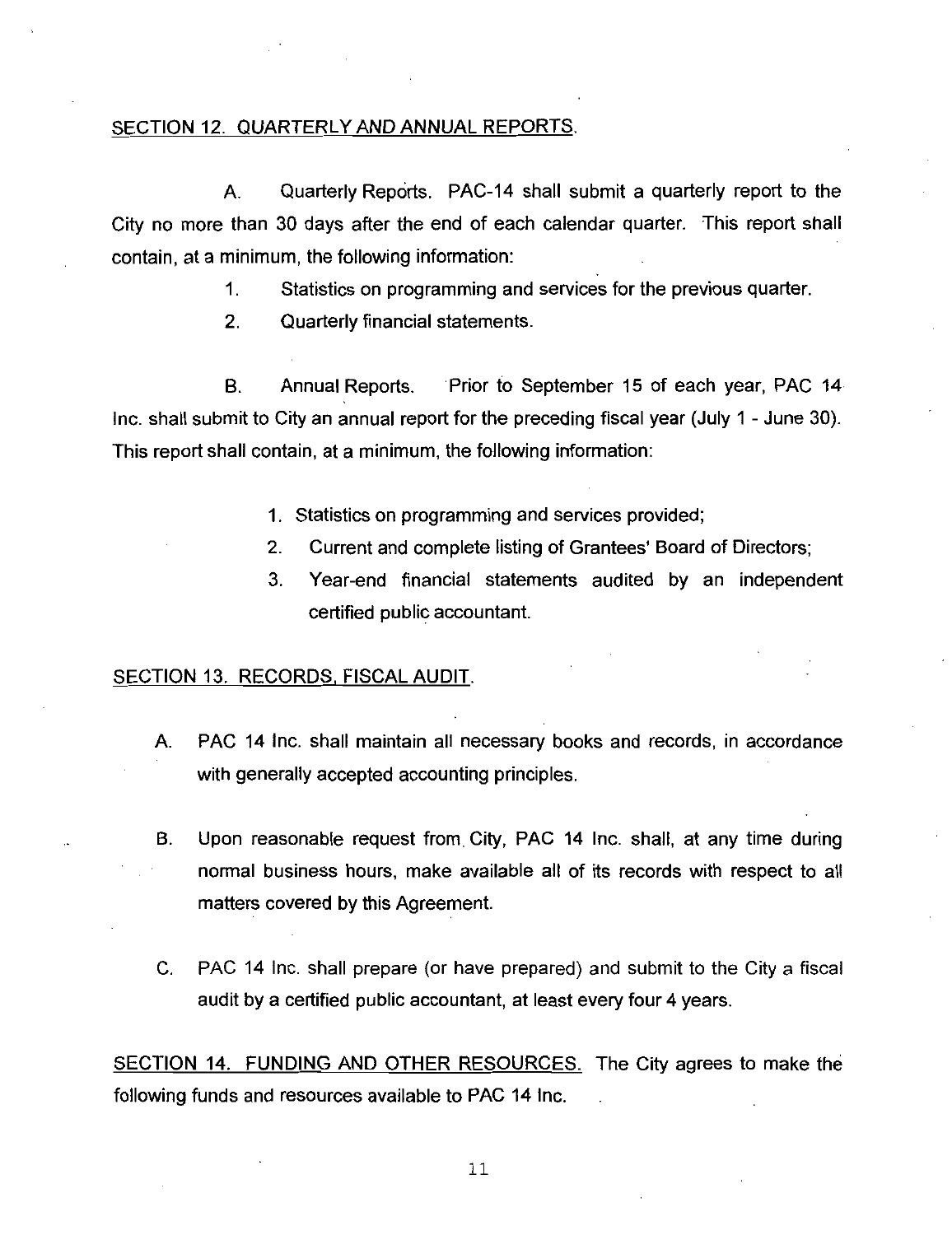SECTION 12. QUARTERLY AND ANNUAL REPORTS.

A. Quarterly Reports. PAC-14 shall submit a quarterly report to the City no more than 30 days after the end of each calendar quarter. This report shall contain, at a minimum, the following information:

1. Statistics on programming and services for the previous quarter.
2. Quarterly financial statements.

B. Annual Reports. Prior to September 15 of each year, PAC 14 Inc. shall submit to City an annual report for the preceding fiscal year (July 1 - June 30). This report shall contain, at a minimum, the following information:

1. Statistics on programming and services provided;
2. Current and complete listing of Grantees' Board of Directors;
3. Year-end financial statements audited by an independent certified public accountant.

SECTION 13. RECORDS, FISCAL AUDIT.

A. PAC 14 Inc. shall maintain all necessary books and records, in accordance with generally accepted accounting principles.

B. Upon reasonable request from City, PAC 14 Inc. shall, at any time during normal business hours, make available all of its records with respect to all matters covered by this Agreement.

C. PAC 14 Inc. shall prepare (or have prepared) and submit to the City a fiscal audit by a certified public accountant, at least every four 4 years.

SECTION 14. FUNDING AND OTHER RESOURCES. The City agrees to make the following funds and resources available to PAC 14 Inc.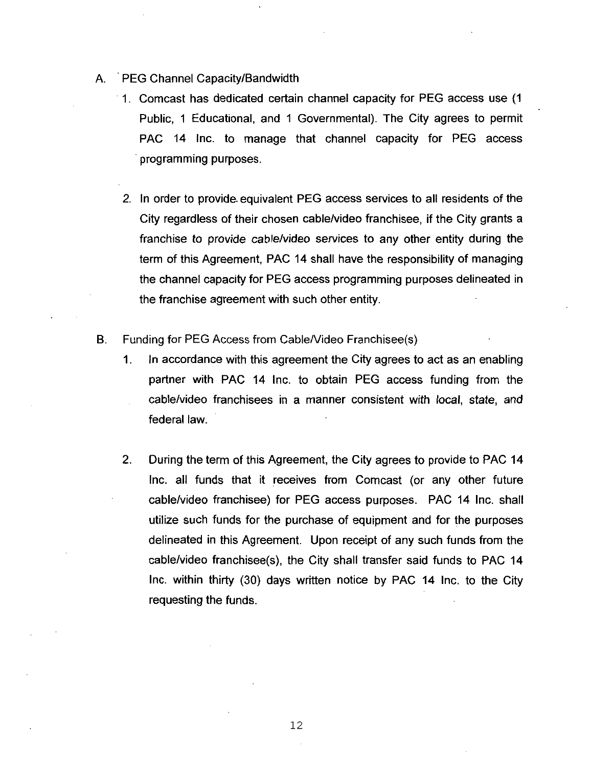A. PEG Channel Capacity/Bandwidth

1. Comcast has dedicated certain channel capacity for PEG access use (1 Public, 1 Educational, and 1 Governmental). The City agrees to permit PAC 14 Inc. to manage that channel capacity for PEG access programming purposes.

2. In order to provide equivalent PEG access services to all residents of the City regardless of their chosen cable/video franchisee, if the City grants a franchise to provide cable/video services to any other entity during the term of this Agreement, PAC 14 shall have the responsibility of managing the channel capacity for PEG access programming purposes delineated in the franchise agreement with such other entity.

B. Funding for PEG Access from Cable/Video Franchisee(s)

1. In accordance with this agreement the City agrees to act as an enabling partner with PAC 14 Inc. to obtain PEG access funding from the cable/video franchisees in a manner consistent with local, state, and federal law.

2. During the term of this Agreement, the City agrees to provide to PAC 14 Inc. all funds that it receives from Comcast (or any other future cable/video franchisee) for PEG access purposes. PAC 14 Inc. shall utilize such funds for the purchase of equipment and for the purposes delineated in this Agreement. Upon receipt of any such funds from the cable/video franchisee(s), the City shall transfer said funds to PAC 14 Inc. within thirty (30) days written notice by PAC 14 Inc. to the City requesting the funds.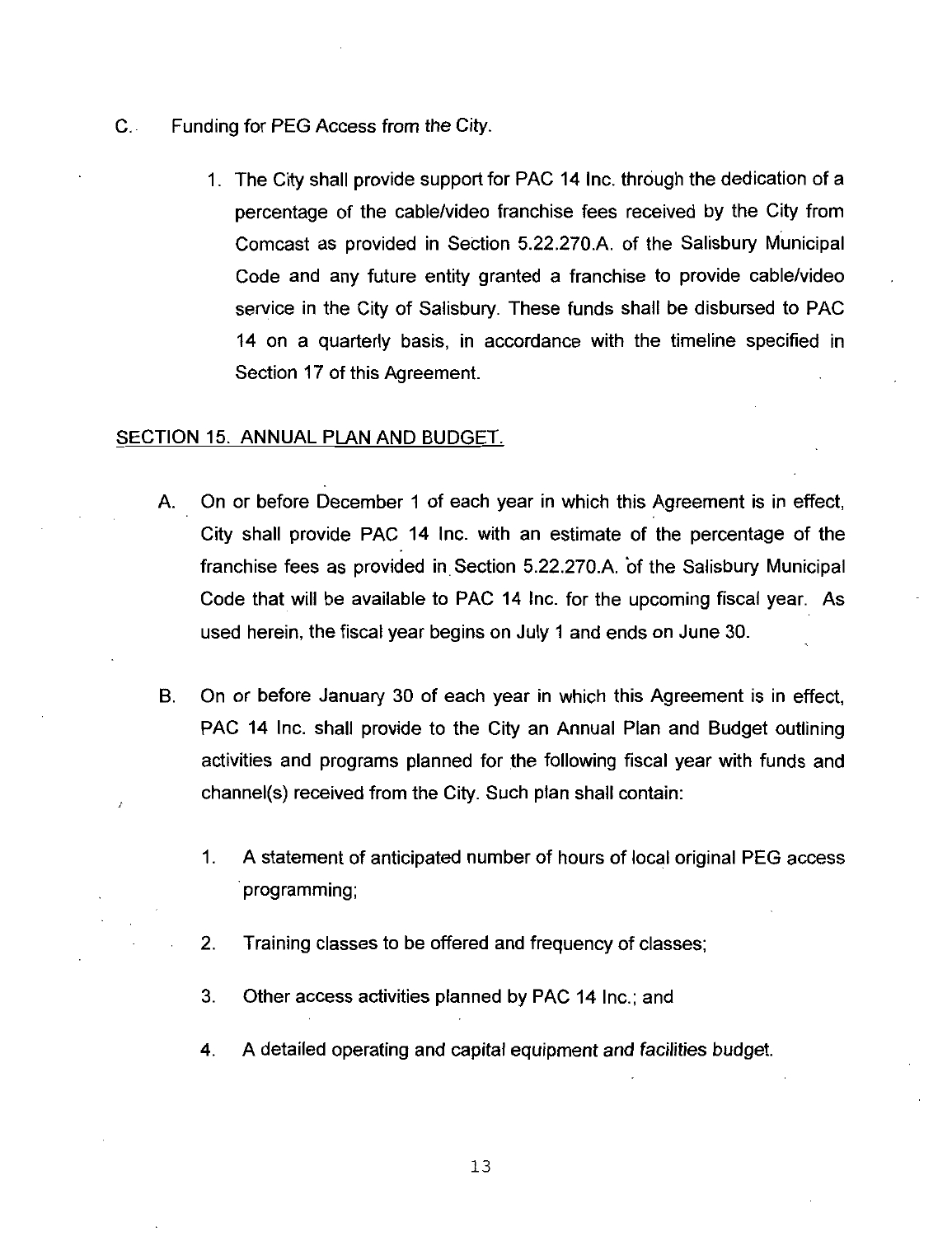C. Funding for PEG Access from the City.

1. The City shall provide support for PAC 14 Inc. through the dedication of a percentage of the cable/video franchise fees received by the City from Comcast as provided in Section 5.22.270.A. of the Salisbury Municipal Code and any future entity granted a franchise to provide cable/video service in the City of Salisbury. These funds shall be disbursed to PAC 14 on a quarterly basis, in accordance with the timeline specified in Section 17 of this Agreement.

## SECTION 15. ANNUAL PLAN AND BUDGET.

A. On or before December 1 of each year in which this Agreement is in effect, City shall provide PAC 14 Inc. with an estimate of the percentage of the franchise fees as provided in Section 5.22.270.A. of the Salisbury Municipal Code that will be available to PAC 14 Inc. for the upcoming fiscal year. As used herein, the fiscal year begins on July 1 and ends on June 30.

B. On or before January 30 of each year in which this Agreement is in effect, PAC 14 Inc. shall provide to the City an Annual Plan and Budget outlining activities and programs planned for the following fiscal year with funds and channel(s) received from the City. Such plan shall contain:

1. A statement of anticipated number of hours of local original PEG access programming;
2. Training classes to be offered and frequency of classes;
3. Other access activities planned by PAC 14 Inc.; and
4. A detailed operating and capital equipment and facilities budget.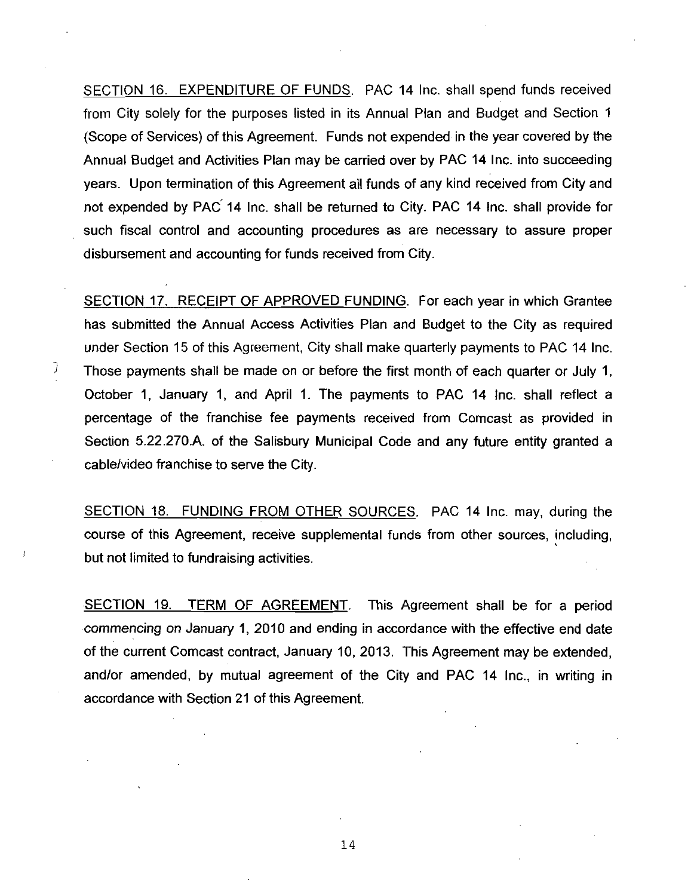SECTION 16. EXPENDITURE OF FUNDS. PAC 14 Inc. shall spend funds received from City solely for the purposes listed in its Annual Plan and Budget and Section 1 (Scope of Services) of this Agreement. Funds not expended in the year covered by the Annual Budget and Activities Plan may be carried over by PAC 14 Inc. into succeeding years. Upon termination of this Agreement all funds of any kind received from City and not expended by PAC 14 Inc. shall be returned to City. PAC 14 Inc. shall provide for such fiscal control and accounting procedures as are necessary to assure proper disbursement and accounting for funds received from City.

SECTION 17. RECEIPT OF APPROVED FUNDING. For each year in which Grantee has submitted the Annual Access Activities Plan and Budget to the City as required under Section 15 of this Agreement, City shall make quarterly payments to PAC 14 Inc. Those payments shall be made on or before the first month of each quarter or July 1, October 1, January 1, and April 1. The payments to PAC 14 Inc. shall reflect a percentage of the franchise fee payments received from Comcast as provided in Section 5.22.270.A. of the Salisbury Municipal Code and any future entity granted a cable/video franchise to serve the City.

SECTION 18. FUNDING FROM OTHER SOURCES. PAC 14 Inc. may, during the course of this Agreement, receive supplemental funds from other sources, including, but not limited to fundraising activities.

SECTION 19. TERM OF AGREEMENT. This Agreement shall be for a period commencing on January 1, 2010 and ending in accordance with the effective end date of the current Comcast contract, January 10, 2013. This Agreement may be extended, and/or amended, by mutual agreement of the City and PAC 14 Inc., in writing in accordance with Section 21 of this Agreement.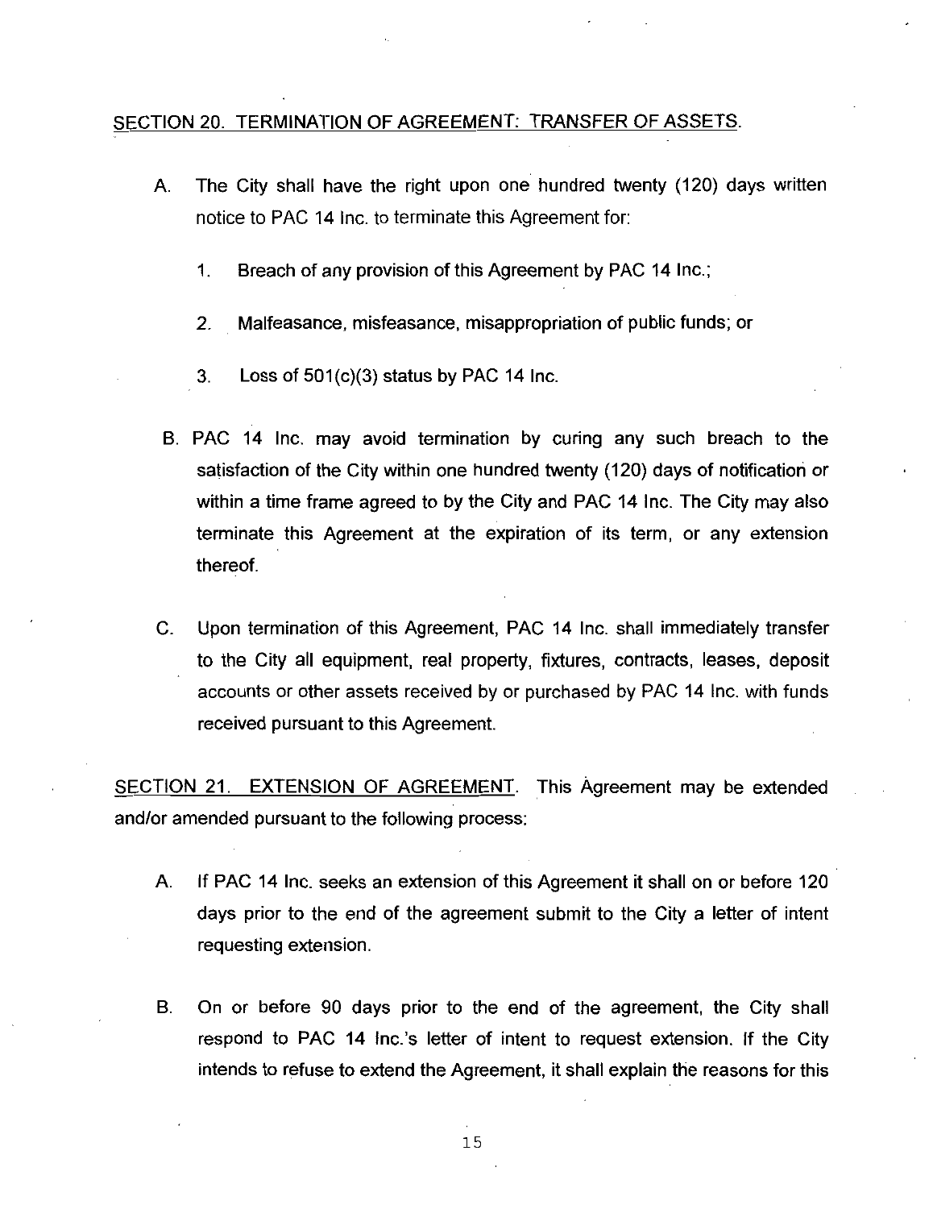SECTION 20. TERMINATION OF AGREEMENT: TRANSFER OF ASSETS.

A. The City shall have the right upon one hundred twenty (120) days written notice to PAC 14 Inc. to terminate this Agreement for:

1. Breach of any provision of this Agreement by PAC 14 Inc.;

2. Malfeasance, misfeasance, misappropriation of public funds; or

3. Loss of 501(c)(3) status by PAC 14 Inc.

B. PAC 14 Inc. may avoid termination by curing any such breach to the satisfaction of the City within one hundred twenty (120) days of notification or within a time frame agreed to by the City and PAC 14 Inc. The City may also terminate this Agreement at the expiration of its term, or any extension thereof.

C. Upon termination of this Agreement, PAC 14 Inc. shall immediately transfer to the City all equipment, real property, fixtures, contracts, leases, deposit accounts or other assets received by or purchased by PAC 14 Inc. with funds received pursuant to this Agreement.

SECTION 21. EXTENSION OF AGREEMENT. This Agreement may be extended and/or amended pursuant to the following process:

A. If PAC 14 Inc. seeks an extension of this Agreement it shall on or before 120 days prior to the end of the agreement submit to the City a letter of intent requesting extension.

B. On or before 90 days prior to the end of the agreement, the City shall respond to PAC 14 Inc.'s letter of intent to request extension. If the City intends to refuse to extend the Agreement, it shall explain the reasons for this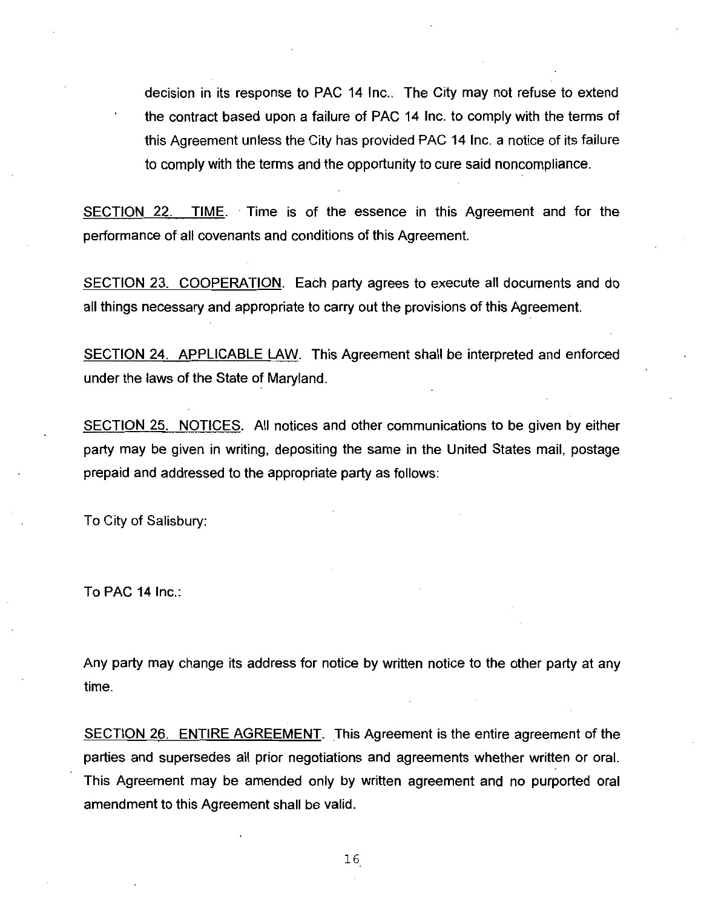decision in its response to PAC 14 Inc.. The City may not refuse to extend the contract based upon a failure of PAC 14 Inc. to comply with the terms of this Agreement unless the City has provided PAC 14 Inc. a notice of its failure to comply with the terms and the opportunity to cure said noncompliance.

SECTION 22. TIME. Time is of the essence in this Agreement and for the performance of all covenants and conditions of this Agreement.

SECTION 23. COOPERATION. Each party agrees to execute all documents and do all things necessary and appropriate to carry out the provisions of this Agreement.

SECTION 24. APPLICABLE LAW. This Agreement shall be interpreted and enforced under the laws of the State of Maryland.

SECTION 25. NOTICES. All notices and other communications to be given by either party may be given in writing, depositing the same in the United States mail, postage prepaid and addressed to the appropriate party as follows:

To City of Salisbury:

To PAC 14 Inc.:

Any party may change its address for notice by written notice to the other party at any time.

SECTION 26. ENTIRE AGREEMENT. This Agreement is the entire agreement of the parties and supersedes all prior negotiations and agreements whether written or oral. This Agreement may be amended only by written agreement and no purported oral amendment to this Agreement shall be valid.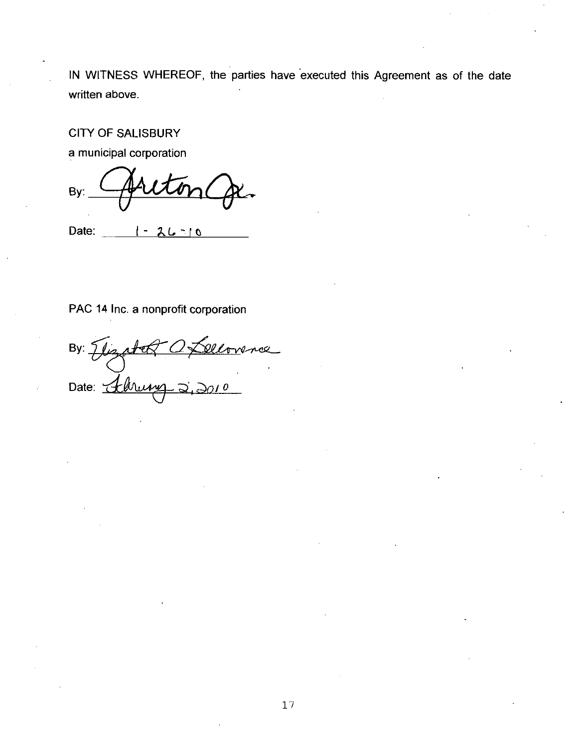IN WITNESS WHEREOF, the parties have executed this Agreement as of the date written above.

CITY OF SALISBURY

a municipal corporation

By: _[signature]_

Date: 1-26-10

PAC 14 Inc. a nonprofit corporation

By: _[signature]_

Date: February 2, 2010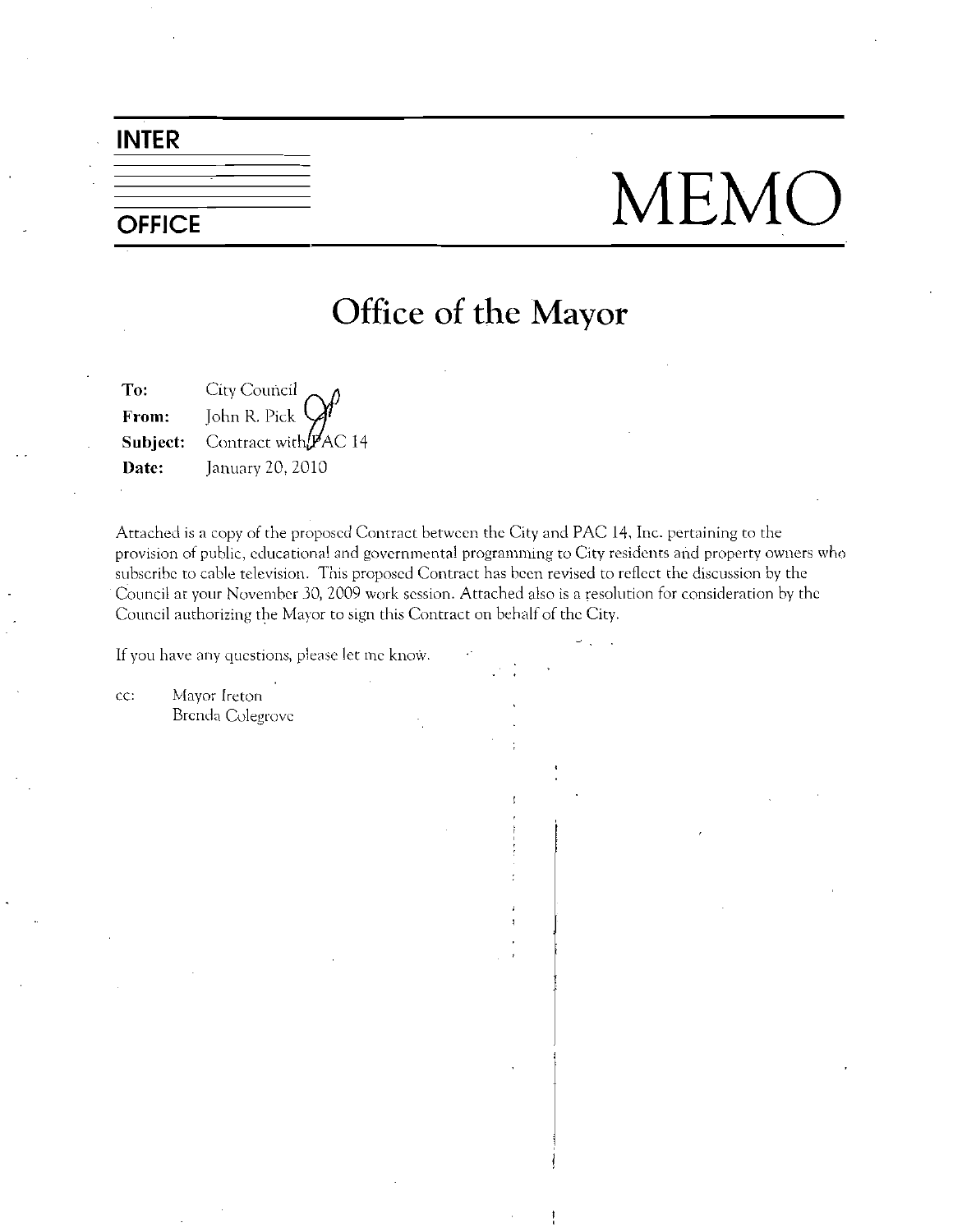**INTER**

**OFFICE**

# MEMO

## Office of the Mayor

**To:** City Council
**From:** John R. Pick
**Subject:** Contract with PAC 14
**Date:** January 20, 2010

Attached is a copy of the proposed Contract between the City and PAC 14, Inc. pertaining to the provision of public, educational and governmental programming to City residents and property owners who subscribe to cable television. This proposed Contract has been revised to reflect the discussion by the Council at your November 30, 2009 work session. Attached also is a resolution for consideration by the Council authorizing the Mayor to sign this Contract on behalf of the City.

If you have any questions, please let me know.

cc: Mayor Ireton
Brenda Colegrove